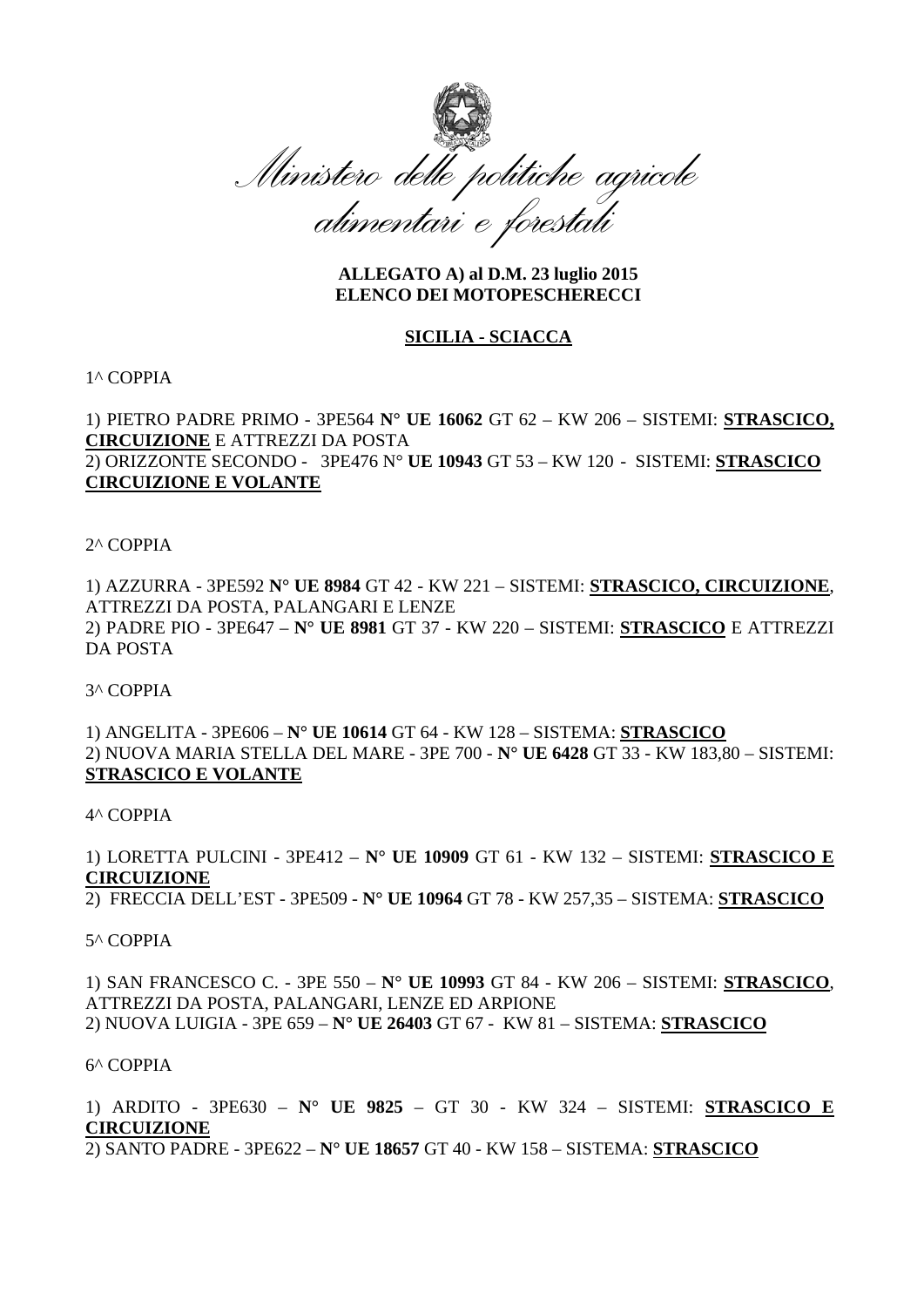*Ministero delle politiche agricole alimentari e forestali*

**ALLEGATO A) al D.M. 23 luglio 2015**
**ELENCO DEI MOTOPESCHERECCI**

**SICILIA - SCIACCA**

1^ COPPIA

1) PIETRO PADRE PRIMO - 3PE564 **N° UE 16062** GT 62 – KW 206 – SISTEMI: **STRASCICO, CIRCUIZIONE** E ATTREZZI DA POSTA
2) ORIZZONTE SECONDO - 3PE476 N° **UE 10943** GT 53 – KW 120 - SISTEMI: **STRASCICO CIRCUIZIONE E VOLANTE**

2^ COPPIA

1) AZZURRA - 3PE592 **N° UE 8984** GT 42 - KW 221 – SISTEMI: **STRASCICO, CIRCUIZIONE**, ATTREZZI DA POSTA, PALANGARI E LENZE
2) PADRE PIO - 3PE647 – **N° UE 8981** GT 37 - KW 220 – SISTEMI: **STRASCICO** E ATTREZZI DA POSTA

3^ COPPIA

1) ANGELITA - 3PE606 – **N° UE 10614** GT 64 - KW 128 – SISTEMA: **STRASCICO**
2) NUOVA MARIA STELLA DEL MARE - 3PE 700 - **N° UE 6428** GT 33 - KW 183,80 – SISTEMI: **STRASCICO E VOLANTE**

4^ COPPIA

1) LORETTA PULCINI - 3PE412 – **N° UE 10909** GT 61 - KW 132 – SISTEMI: **STRASCICO E CIRCUIZIONE**
2) FRECCIA DELL'EST - 3PE509 - **N° UE 10964** GT 78 - KW 257,35 – SISTEMA: **STRASCICO**

5^ COPPIA

1) SAN FRANCESCO C. - 3PE 550 – **N° UE 10993** GT 84 - KW 206 – SISTEMI: **STRASCICO**, ATTREZZI DA POSTA, PALANGARI, LENZE ED ARPIONE
2) NUOVA LUIGIA - 3PE 659 – **N° UE 26403** GT 67 - KW 81 – SISTEMA: **STRASCICO**

6^ COPPIA

1) ARDITO - 3PE630 – **N° UE 9825** – GT 30 - KW 324 – SISTEMI: **STRASCICO E CIRCUIZIONE**
2) SANTO PADRE - 3PE622 – **N° UE 18657** GT 40 - KW 158 – SISTEMA: **STRASCICO**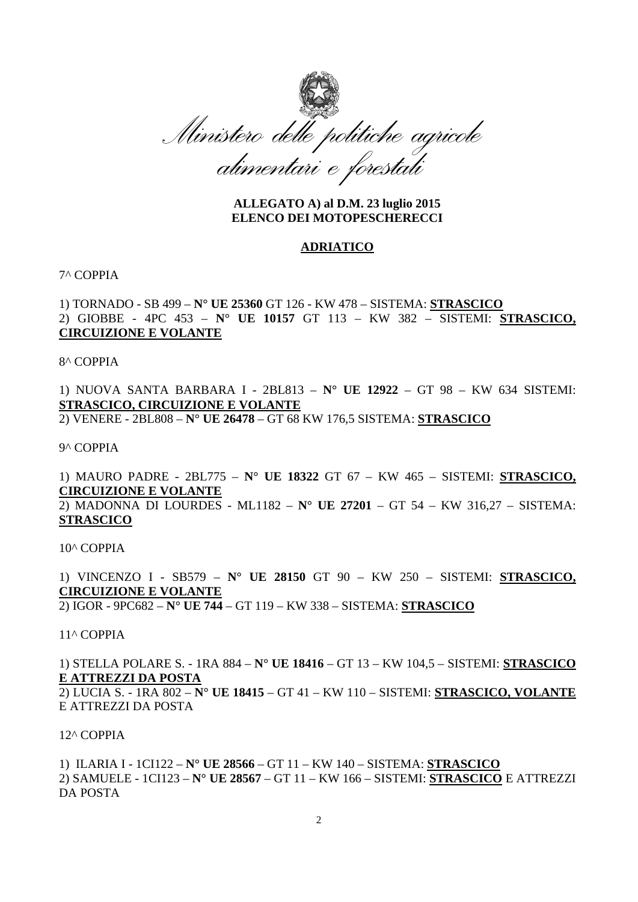*Ministero delle politiche agricole alimentari e forestali*

**ALLEGATO A) al D.M. 23 luglio 2015**
**ELENCO DEI MOTOPESCHERECCI**

## ADRIATICO

7^ COPPIA

1) TORNADO - SB 499 – **N° UE 25360** GT 126 - KW 478 – SISTEMA: **STRASCICO**
2) GIOBBE - 4PC 453 – **N° UE 10157** GT 113 – KW 382 – SISTEMI: **STRASCICO, CIRCUIZIONE E VOLANTE**

8^ COPPIA

1) NUOVA SANTA BARBARA I - 2BL813 – **N° UE 12922** – GT 98 – KW 634 SISTEMI: **STRASCICO, CIRCUIZIONE E VOLANTE**
2) VENERE - 2BL808 – **N° UE 26478** – GT 68 KW 176,5 SISTEMA: **STRASCICO**

9^ COPPIA

1) MAURO PADRE - 2BL775 – **N° UE 18322** GT 67 – KW 465 – SISTEMI: **STRASCICO, CIRCUIZIONE E VOLANTE**
2) MADONNA DI LOURDES - ML1182 – **N° UE 27201** – GT 54 – KW 316,27 – SISTEMA: **STRASCICO**

10^ COPPIA

1) VINCENZO I - SB579 – **N° UE 28150** GT 90 – KW 250 – SISTEMI: **STRASCICO, CIRCUIZIONE E VOLANTE**
2) IGOR - 9PC682 – **N° UE 744** – GT 119 – KW 338 – SISTEMA: **STRASCICO**

11^ COPPIA

1) STELLA POLARE S. - 1RA 884 – **N° UE 18416** – GT 13 – KW 104,5 – SISTEMI: **STRASCICO E ATTREZZI DA POSTA**
2) LUCIA S. - 1RA 802 – **N° UE 18415** – GT 41 – KW 110 – SISTEMI: **STRASCICO, VOLANTE** E ATTREZZI DA POSTA

12^ COPPIA

1) ILARIA I - 1CI122 – **N° UE 28566** – GT 11 – KW 140 – SISTEMA: **STRASCICO**
2) SAMUELE - 1CI123 – **N° UE 28567** – GT 11 – KW 166 – SISTEMI: **STRASCICO** E ATTREZZI DA POSTA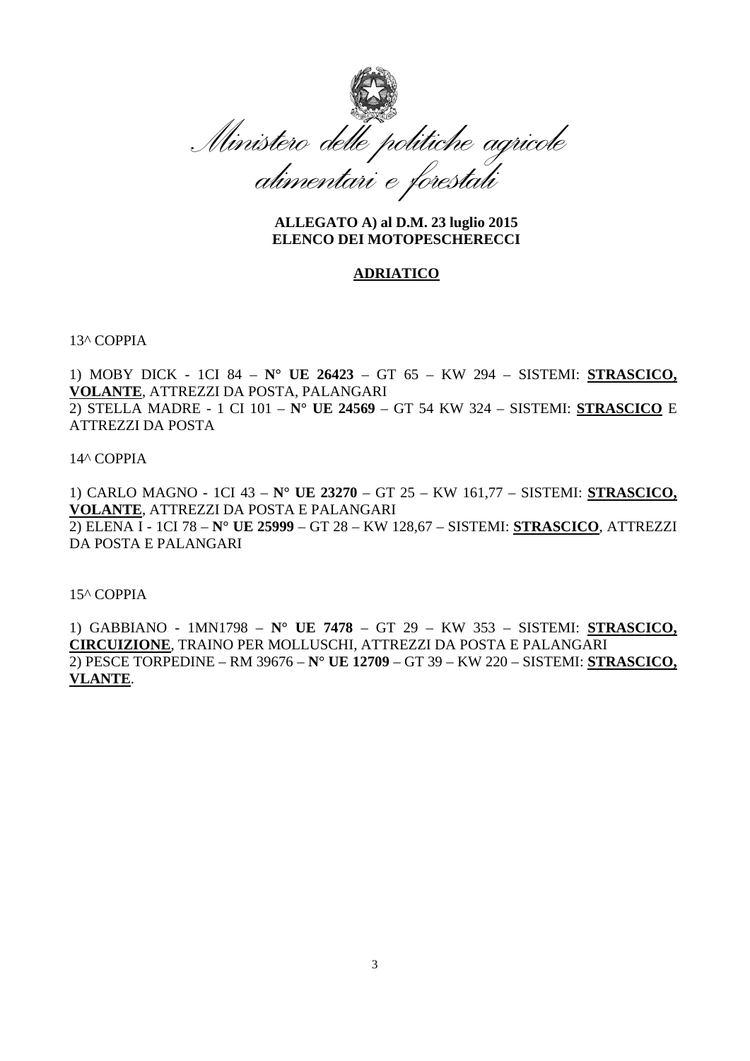*Ministero delle politiche agricole alimentari e forestali*

**ALLEGATO A) al D.M. 23 luglio 2015**
**ELENCO DEI MOTOPESCHERECCI**

**ADRIATICO**

13^ COPPIA

1) MOBY DICK - 1CI 84 – **N° UE 26423** – GT 65 – KW 294 – SISTEMI: **STRASCICO, VOLANTE**, ATTREZZI DA POSTA, PALANGARI
2) STELLA MADRE - 1 CI 101 – **N° UE 24569** – GT 54 KW 324 – SISTEMI: **STRASCICO** E ATTREZZI DA POSTA

14^ COPPIA

1) CARLO MAGNO - 1CI 43 – **N° UE 23270** – GT 25 – KW 161,77 – SISTEMI: **STRASCICO, VOLANTE**, ATTREZZI DA POSTA E PALANGARI
2) ELENA I - 1CI 78 – **N° UE 25999** – GT 28 – KW 128,67 – SISTEMI: **STRASCICO**, ATTREZZI DA POSTA E PALANGARI

15^ COPPIA

1) GABBIANO - 1MN1798 – **N° UE 7478** – GT 29 – KW 353 – SISTEMI: **STRASCICO, CIRCUIZIONE**, TRAINO PER MOLLUSCHI, ATTREZZI DA POSTA E PALANGARI
2) PESCE TORPEDINE – RM 39676 – **N° UE 12709** – GT 39 – KW 220 – SISTEMI: **STRASCICO, VLANTE**.